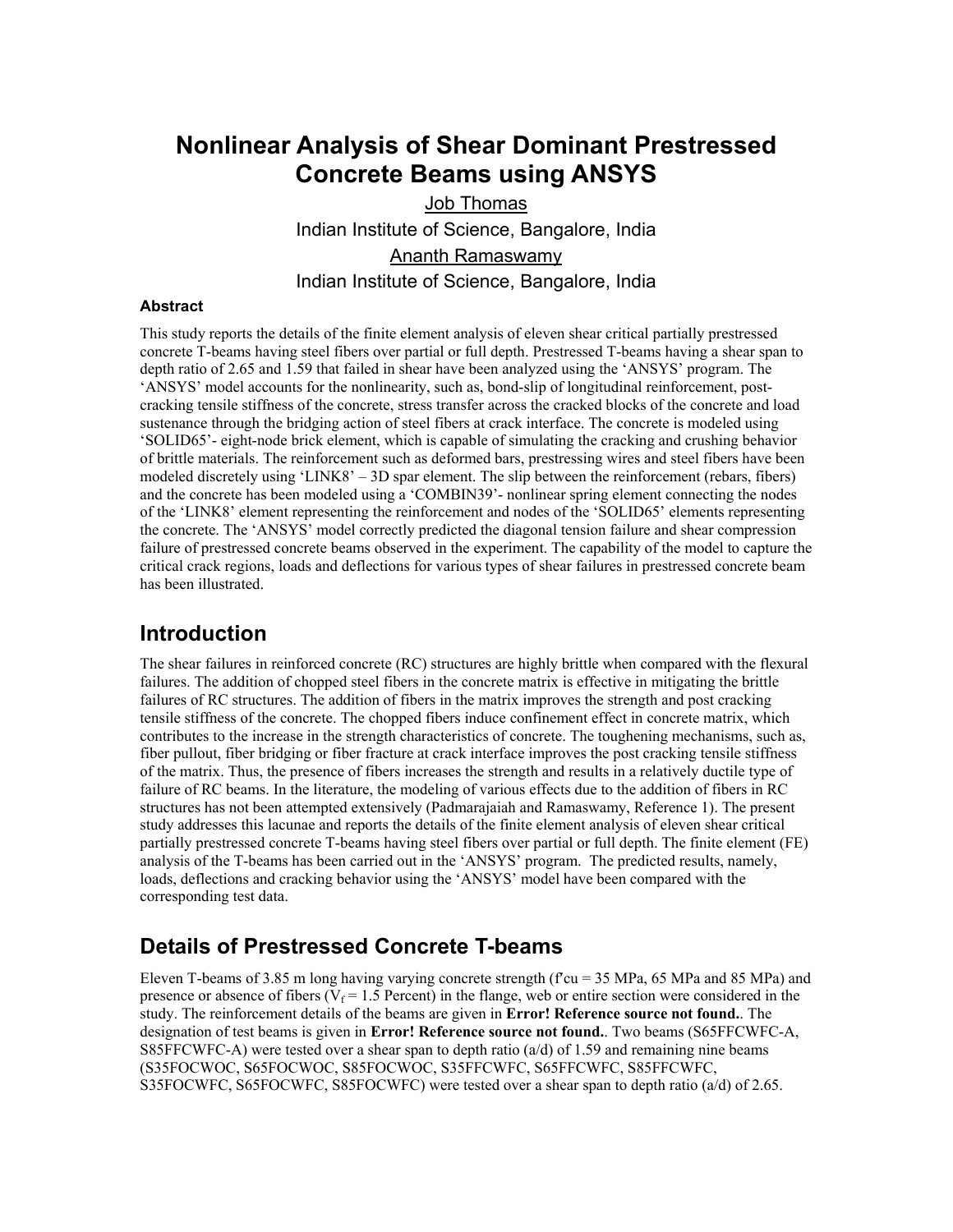# Nonlinear Analysis of Shear Dominant Prestressed Concrete Beams using ANSYS

Job Thomas

Indian Institute of Science, Bangalore, India

Ananth Ramaswamy

Indian Institute of Science, Bangalore, India

### Abstract

This study reports the details of the finite element analysis of eleven shear critical partially prestressed concrete T-beams having steel fibers over partial or full depth. Prestressed T-beams having a shear span to depth ratio of 2.65 and 1.59 that failed in shear have been analyzed using the 'ANSYS' program. The 'ANSYS' model accounts for the nonlinearity, such as, bond-slip of longitudinal reinforcement, post-cracking tensile stiffness of the concrete, stress transfer across the cracked blocks of the concrete and load sustenance through the bridging action of steel fibers at crack interface. The concrete is modeled using 'SOLID65'- eight-node brick element, which is capable of simulating the cracking and crushing behavior of brittle materials. The reinforcement such as deformed bars, prestressing wires and steel fibers have been modeled discretely using 'LINK8' – 3D spar element. The slip between the reinforcement (rebars, fibers) and the concrete has been modeled using a 'COMBIN39'- nonlinear spring element connecting the nodes of the 'LINK8' element representing the reinforcement and nodes of the 'SOLID65' elements representing the concrete. The 'ANSYS' model correctly predicted the diagonal tension failure and shear compression failure of prestressed concrete beams observed in the experiment. The capability of the model to capture the critical crack regions, loads and deflections for various types of shear failures in prestressed concrete beam has been illustrated.

## Introduction

The shear failures in reinforced concrete (RC) structures are highly brittle when compared with the flexural failures. The addition of chopped steel fibers in the concrete matrix is effective in mitigating the brittle failures of RC structures. The addition of fibers in the matrix improves the strength and post cracking tensile stiffness of the concrete. The chopped fibers induce confinement effect in concrete matrix, which contributes to the increase in the strength characteristics of concrete. The toughening mechanisms, such as, fiber pullout, fiber bridging or fiber fracture at crack interface improves the post cracking tensile stiffness of the matrix. Thus, the presence of fibers increases the strength and results in a relatively ductile type of failure of RC beams. In the literature, the modeling of various effects due to the addition of fibers in RC structures has not been attempted extensively (Padmarajaiah and Ramaswamy, Reference 1). The present study addresses this lacunae and reports the details of the finite element analysis of eleven shear critical partially prestressed concrete T-beams having steel fibers over partial or full depth. The finite element (FE) analysis of the T-beams has been carried out in the 'ANSYS' program. The predicted results, namely, loads, deflections and cracking behavior using the 'ANSYS' model have been compared with the corresponding test data.

## Details of Prestressed Concrete T-beams

Eleven T-beams of 3.85 m long having varying concrete strength ($f'cu$ = 35 MPa, 65 MPa and 85 MPa) and presence or absence of fibers ($V_f$ = 1.5 Percent) in the flange, web or entire section were considered in the study. The reinforcement details of the beams are given in **Error! Reference source not found.**. The designation of test beams is given in **Error! Reference source not found.**. Two beams (S65FFCWFC-A, S85FFCWFC-A) were tested over a shear span to depth ratio (a/d) of 1.59 and remaining nine beams (S35FOCWOC, S65FOCWOC, S85FOCWOC, S35FFCWFC, S65FFCWFC, S85FFCWFC, S35FOCWFC, S65FOCWFC, S85FOCWFC) were tested over a shear span to depth ratio (a/d) of 2.65.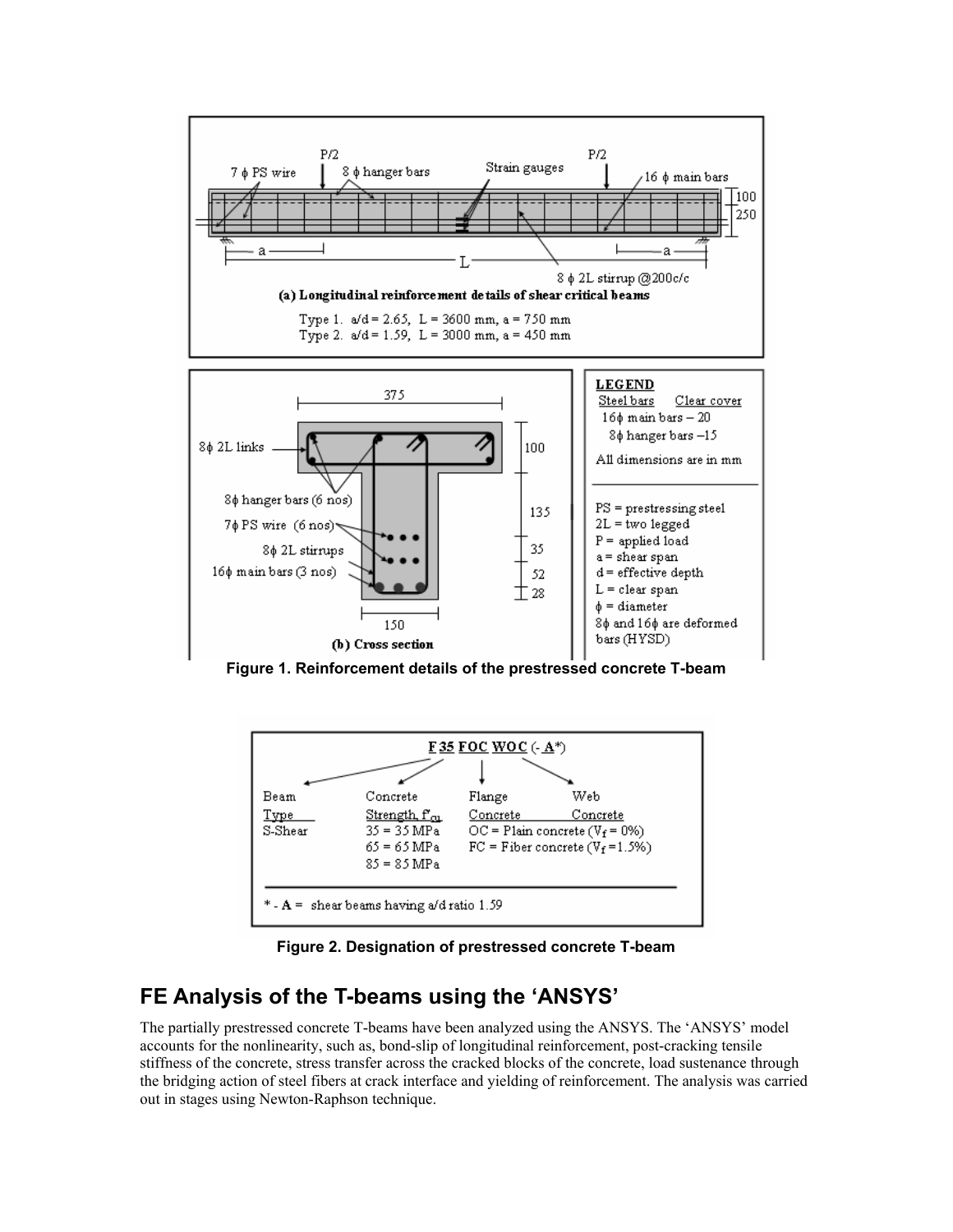P/2
7 φ PS wire
8 φ hanger bars
Strain gauges
P/2
16 φ main bars
100
250
a
L
a
8 φ 2L stirrup @200c/c

**(a) Longitudinal reinforcement details of shear critical beams**

Type 1. a/d = 2.65, L = 3600 mm, a = 750 mm
Type 2. a/d = 1.59, L = 3000 mm, a = 450 mm

375
8φ 2L links
100
8φ hanger bars (6 nos)
135
7φ PS wire (6 nos)
8φ 2L stirrups
35
16φ main bars (3 nos)
52
28
150

**(b) Cross section**

**LEGEND**
Steel bars — Clear cover
16φ main bars – 20
8φ hanger bars –15
All dimensions are in mm

PS = prestressing steel
2L = two legged
P = applied load
a = shear span
d = effective depth
L = clear span
φ = diameter
8φ and 16φ are deformed bars (HYSD)

**Figure 1. Reinforcement details of the prestressed concrete T-beam**

F 35 FOC WOC (- A*)

Beam Type: S-Shear
Concrete Strength, $f'_{cu}$: 35 = 35 MPa; 65 = 65 MPa; 85 = 85 MPa
Flange Concrete / Web Concrete: OC = Plain concrete ($V_f$ = 0%); FC = Fiber concrete ($V_f$ = 1.5%)

* - A = shear beams having a/d ratio 1.59

**Figure 2. Designation of prestressed concrete T-beam**

## FE Analysis of the T-beams using the 'ANSYS'

The partially prestressed concrete T-beams have been analyzed using the ANSYS. The 'ANSYS' model accounts for the nonlinearity, such as, bond-slip of longitudinal reinforcement, post-cracking tensile stiffness of the concrete, stress transfer across the cracked blocks of the concrete, load sustenance through the bridging action of steel fibers at crack interface and yielding of reinforcement. The analysis was carried out in stages using Newton-Raphson technique.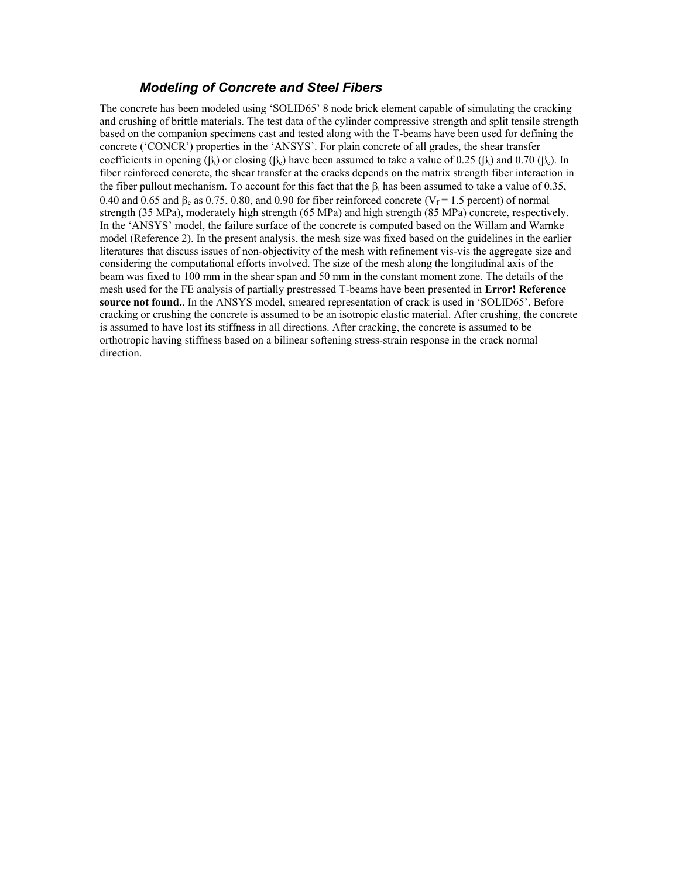### *Modeling of Concrete and Steel Fibers*

The concrete has been modeled using 'SOLID65' 8 node brick element capable of simulating the cracking and crushing of brittle materials. The test data of the cylinder compressive strength and split tensile strength based on the companion specimens cast and tested along with the T-beams have been used for defining the concrete ('CONCR') properties in the 'ANSYS'. For plain concrete of all grades, the shear transfer coefficients in opening ($\beta_t$) or closing ($\beta_c$) have been assumed to take a value of 0.25 ($\beta_t$) and 0.70 ($\beta_c$). In fiber reinforced concrete, the shear transfer at the cracks depends on the matrix strength fiber interaction in the fiber pullout mechanism. To account for this fact that the $\beta_t$ has been assumed to take a value of 0.35, 0.40 and 0.65 and $\beta_c$ as 0.75, 0.80, and 0.90 for fiber reinforced concrete ($V_f$ = 1.5 percent) of normal strength (35 MPa), moderately high strength (65 MPa) and high strength (85 MPa) concrete, respectively. In the 'ANSYS' model, the failure surface of the concrete is computed based on the Willam and Warnke model (Reference 2). In the present analysis, the mesh size was fixed based on the guidelines in the earlier literatures that discuss issues of non-objectivity of the mesh with refinement vis-vis the aggregate size and considering the computational efforts involved. The size of the mesh along the longitudinal axis of the beam was fixed to 100 mm in the shear span and 50 mm in the constant moment zone. The details of the mesh used for the FE analysis of partially prestressed T-beams have been presented in **Error! Reference source not found.**. In the ANSYS model, smeared representation of crack is used in 'SOLID65'. Before cracking or crushing the concrete is assumed to be an isotropic elastic material. After crushing, the concrete is assumed to have lost its stiffness in all directions. After cracking, the concrete is assumed to be orthotropic having stiffness based on a bilinear softening stress-strain response in the crack normal direction.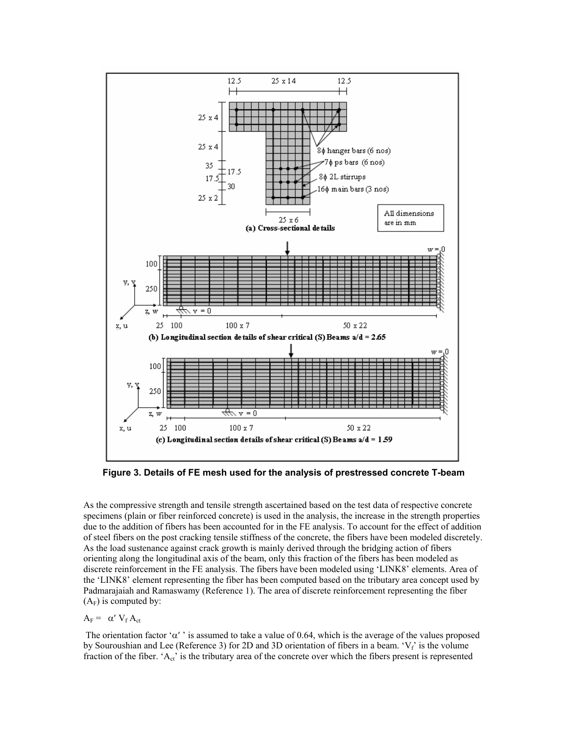12.5

25 x 14

12.5

25 x 4

25 x 4

35

17.5

17.5

30

25 x 2

8φ hanger bars (6 nos)

7φ ps bars (6 nos)

8φ 2L stirrups

16φ main bars (3 nos)

25 x 6

(a) Cross-sectional details

All dimensions are in mm

w = 0

100

250

y, v

z, w

x, u

v = 0

25 100

100 x 7

50 x 22

(b) Longitudinal section details of shear critical (S) Beams a/d = 2.65

w = 0

100

250

y, v

z, w

x, u

v = 0

25 100

100 x 7

50 x 22

(c) Longitudinal section details of shear critical (S) Beams a/d = 1.59

**Figure 3. Details of FE mesh used for the analysis of prestressed concrete T-beam**

As the compressive strength and tensile strength ascertained based on the test data of respective concrete specimens (plain or fiber reinforced concrete) is used in the analysis, the increase in the strength properties due to the addition of fibers has been accounted for in the FE analysis. To account for the effect of addition of steel fibers on the post cracking tensile stiffness of the concrete, the fibers have been modeled discretely. As the load sustenance against crack growth is mainly derived through the bridging action of fibers orienting along the longitudinal axis of the beam, only this fraction of the fibers has been modeled as discrete reinforcement in the FE analysis. The fibers have been modeled using 'LINK8' elements. Area of the 'LINK8' element representing the fiber has been computed based on the tributary area concept used by Padmarajaiah and Ramaswamy (Reference 1). The area of discrete reinforcement representing the fiber ($A_F$) is computed by:

$$A_F = \alpha' V_f A_{ct}$$

The orientation factor '$\alpha'$' is assumed to take a value of 0.64, which is the average of the values proposed by Souroushian and Lee (Reference 3) for 2D and 3D orientation of fibers in a beam. '$V_f$' is the volume fraction of the fiber. '$A_{ct}$' is the tributary area of the concrete over which the fibers present is represented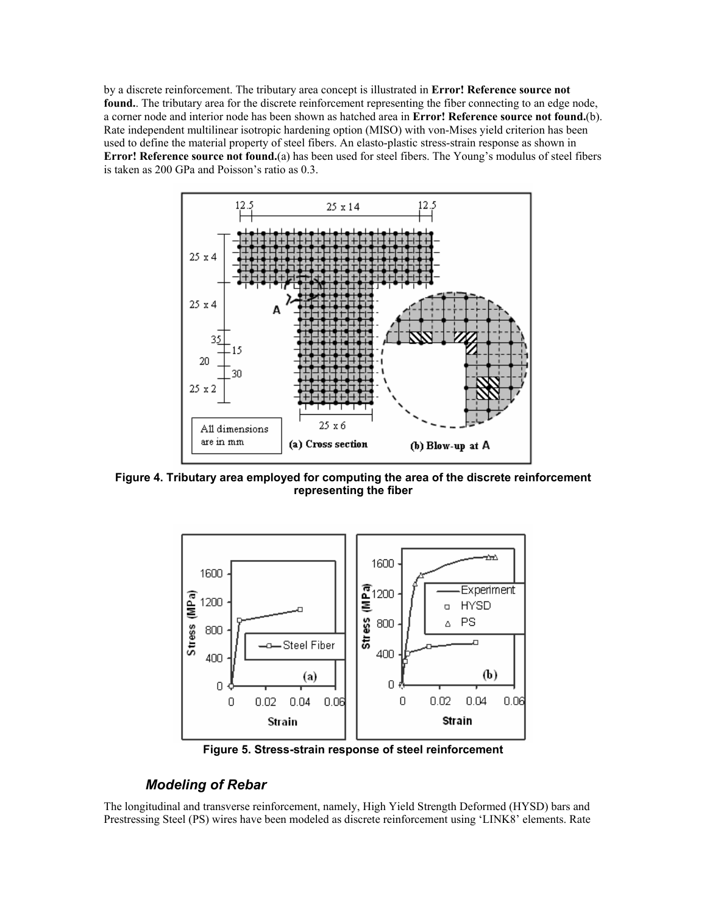by a discrete reinforcement. The tributary area concept is illustrated in **Error! Reference source not found.**. The tributary area for the discrete reinforcement representing the fiber connecting to an edge node, a corner node and interior node has been shown as hatched area in **Error! Reference source not found.**(b). Rate independent multilinear isotropic hardening option (MISO) with von-Mises yield criterion has been used to define the material property of steel fibers. An elasto-plastic stress-strain response as shown in **Error! Reference source not found.**(a) has been used for steel fibers. The Young's modulus of steel fibers is taken as 200 GPa and Poisson's ratio as 0.3.

12.5
25 x 14
12.5
25 x 4
25 x 4
A
35
15
20
30
25 x 2
25 x 6
All dimensions are in mm
(a) Cross section
(b) Blow-up at A

**Figure 4. Tributary area employed for computing the area of the discrete reinforcement representing the fiber**

1600
1200
800
400
0
Stress (MPa)
0
0.02
0.04
0.06
Strain
Steel Fiber
(a)

1600
1200
800
400
0
Stress (MPa)
0
0.02
0.04
0.06
Strain
Experiment
HYSD
PS
(b)

**Figure 5. Stress-strain response of steel reinforcement**

### *Modeling of Rebar*

The longitudinal and transverse reinforcement, namely, High Yield Strength Deformed (HYSD) bars and Prestressing Steel (PS) wires have been modeled as discrete reinforcement using 'LINK8' elements. Rate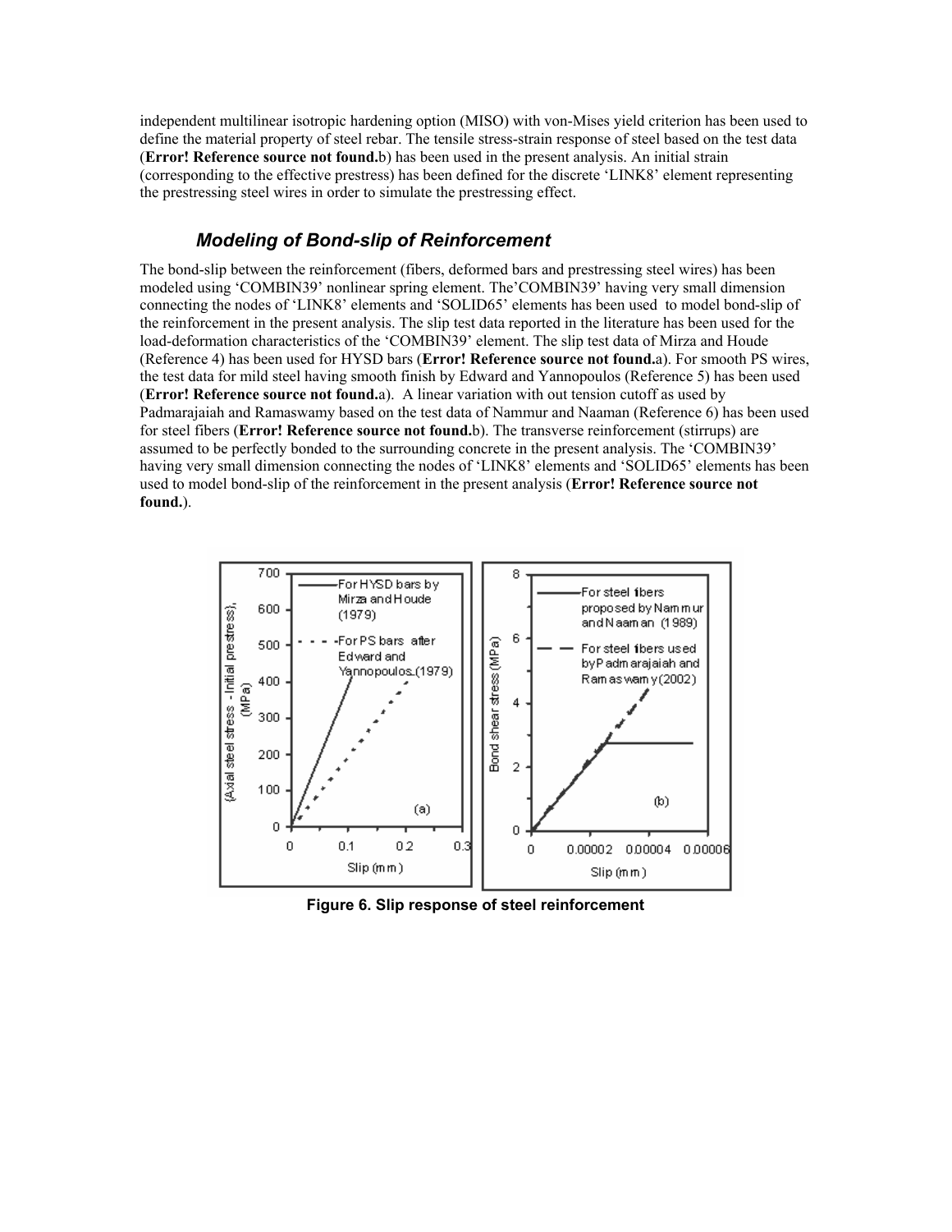independent multilinear isotropic hardening option (MISO) with von-Mises yield criterion has been used to define the material property of steel rebar. The tensile stress-strain response of steel based on the test data (**Error! Reference source not found.**b) has been used in the present analysis. An initial strain (corresponding to the effective prestress) has been defined for the discrete 'LINK8' element representing the prestressing steel wires in order to simulate the prestressing effect.

### *Modeling of Bond-slip of Reinforcement*

The bond-slip between the reinforcement (fibers, deformed bars and prestressing steel wires) has been modeled using 'COMBIN39' nonlinear spring element. The'COMBIN39' having very small dimension connecting the nodes of 'LINK8' elements and 'SOLID65' elements has been used to model bond-slip of the reinforcement in the present analysis. The slip test data reported in the literature has been used for the load-deformation characteristics of the 'COMBIN39' element. The slip test data of Mirza and Houde (Reference 4) has been used for HYSD bars (**Error! Reference source not found.**a). For smooth PS wires, the test data for mild steel having smooth finish by Edward and Yannopoulos (Reference 5) has been used (**Error! Reference source not found.**a). A linear variation with out tension cutoff as used by Padmarajaiah and Ramaswamy based on the test data of Nammur and Naaman (Reference 6) has been used for steel fibers (**Error! Reference source not found.**b). The transverse reinforcement (stirrups) are assumed to be perfectly bonded to the surrounding concrete in the present analysis. The 'COMBIN39' having very small dimension connecting the nodes of 'LINK8' elements and 'SOLID65' elements has been used to model bond-slip of the reinforcement in the present analysis (**Error! Reference source not found.**).

(a)
(Axial steel stress - Initial prestress), (MPa)
700
600
500
400
300
200
100
0
0 0.1 0.2 0.3
Slip (mm)
For HYSD bars by Mirza and Houde (1979)
For PS bars after Edward and Yannopoulos (1979)

(b)
Bond shear stress (MPa)
8
6
4
2
0
0 0.00002 0.00004 0.00006
Slip (mm)
For steel fibers proposed by Nammur and Naaman (1989)
For steel fibers used by Padmarajaiah and Ramaswamy (2002)

**Figure 6. Slip response of steel reinforcement**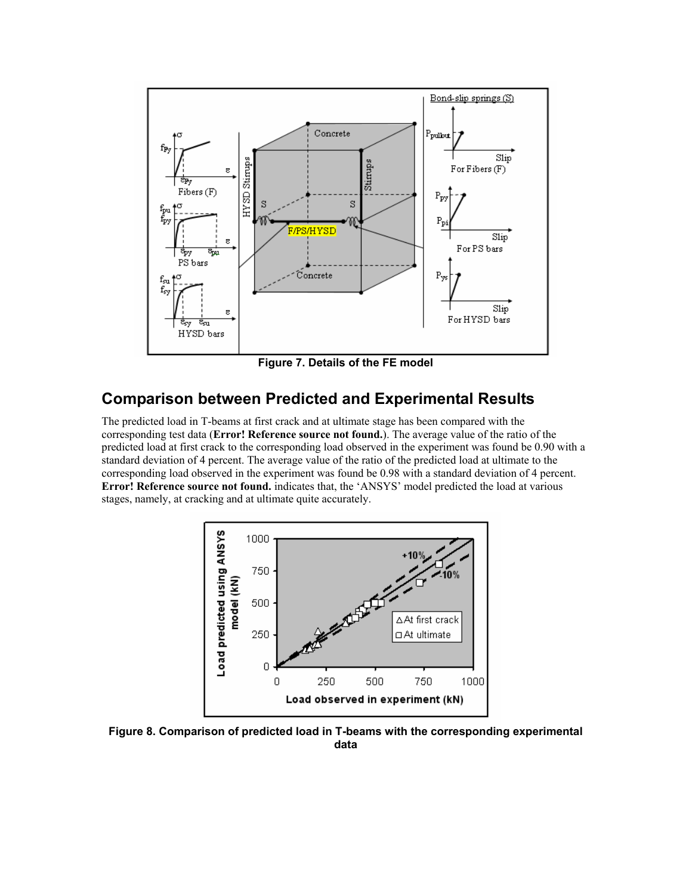Bond-slip springs (S)

Concrete

HYSD Stirrups

Stirrups

S

S

F/PS/HYSD

Concrete

$f_{Fy}$

$\sigma$

$\varepsilon$

$\varepsilon_{Fy}$

Fibers (F)

$f_{pu}$

$f_{py}$

$\varepsilon_{py}$ $\varepsilon_{pu}$

PS bars

$f_{su}$

$f_{sy}$

$\varepsilon_{sy}$ $\varepsilon_{su}$

HYSD bars

$P_{pullout}$

Slip

For Fibers (F)

$P_{py}$

$P_{pi}$

Slip

For PS bars

$P_{ys}$

Slip

For HYSD bars

**Figure 7. Details of the FE model**

## Comparison between Predicted and Experimental Results

The predicted load in T-beams at first crack and at ultimate stage has been compared with the corresponding test data (**Error! Reference source not found.**). The average value of the ratio of the predicted load at first crack to the corresponding load observed in the experiment was found be 0.90 with a standard deviation of 4 percent. The average value of the ratio of the predicted load at ultimate to the corresponding load observed in the experiment was found be 0.98 with a standard deviation of 4 percent. **Error! Reference source not found.** indicates that, the 'ANSYS' model predicted the load at various stages, namely, at cracking and at ultimate quite accurately.

Load predicted using ANSYS model (kN)

0
250
500
750
1000

Load observed in experiment (kN)

0
250
500
750
1000

+10%

-10%

△At first crack
□At ultimate

**Figure 8. Comparison of predicted load in T-beams with the corresponding experimental data**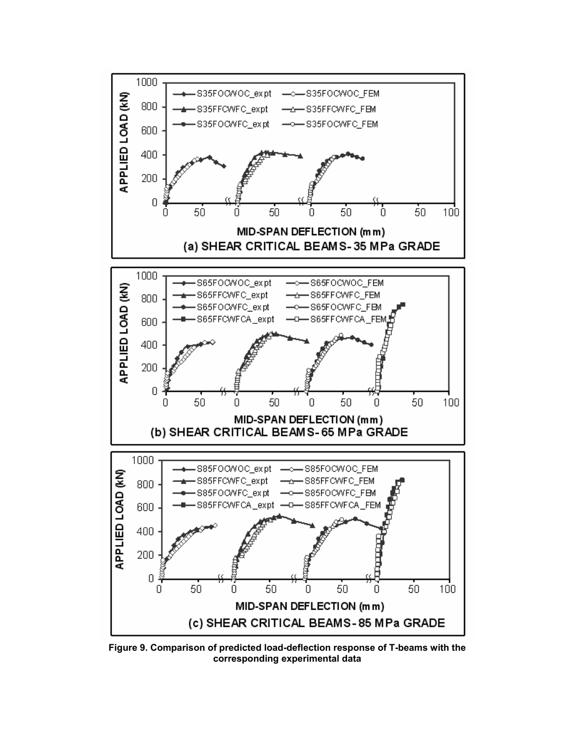1000
APPLIED LOAD (kN)
800
600
400
200
0

S35FOCWOC_expt
S35FOCWOC_FEM
S35FFCWFC_expt
S35FFCWFC_FEM
S35FOCWFC_expt
S35FOCWFC_FEM

0 50 0 50 0 50 0 50 100

MID-SPAN DEFLECTION (mm)

(a) SHEAR CRITICAL BEAMS- 35 MPa GRADE

1000
APPLIED LOAD (kN)
800
600
400
200
0

S65FOCWOC_expt
S65FOCWOC_FEM
S65FFCWFC_expt
S65FFCWFC_FEM
S65FOCWFC_expt
S65FOCWFC_FEM
S65FFCWFCA_expt
S65FFCWFCA_FEM

0 50 0 50 0 50 0 50 100

MID-SPAN DEFLECTION (mm)

(b) SHEAR CRITICAL BEAMS- 65 MPa GRADE

1000
APPLIED LOAD (kN)
800
600
400
200
0

S85FOCWOC_expt
S85FOCWOC_FEM
S85FFCWFC_expt
S85FFCWFC_FEM
S85FOCWFC_expt
S85FOCWFC_FEM
S85FFCWFCA_expt
S85FFCWFCA_FEM

0 50 0 50 0 50 0 50 100

MID-SPAN DEFLECTION (mm)

(c) SHEAR CRITICAL BEAMS- 85 MPa GRADE

**Figure 9. Comparison of predicted load-deflection response of T-beams with the corresponding experimental data**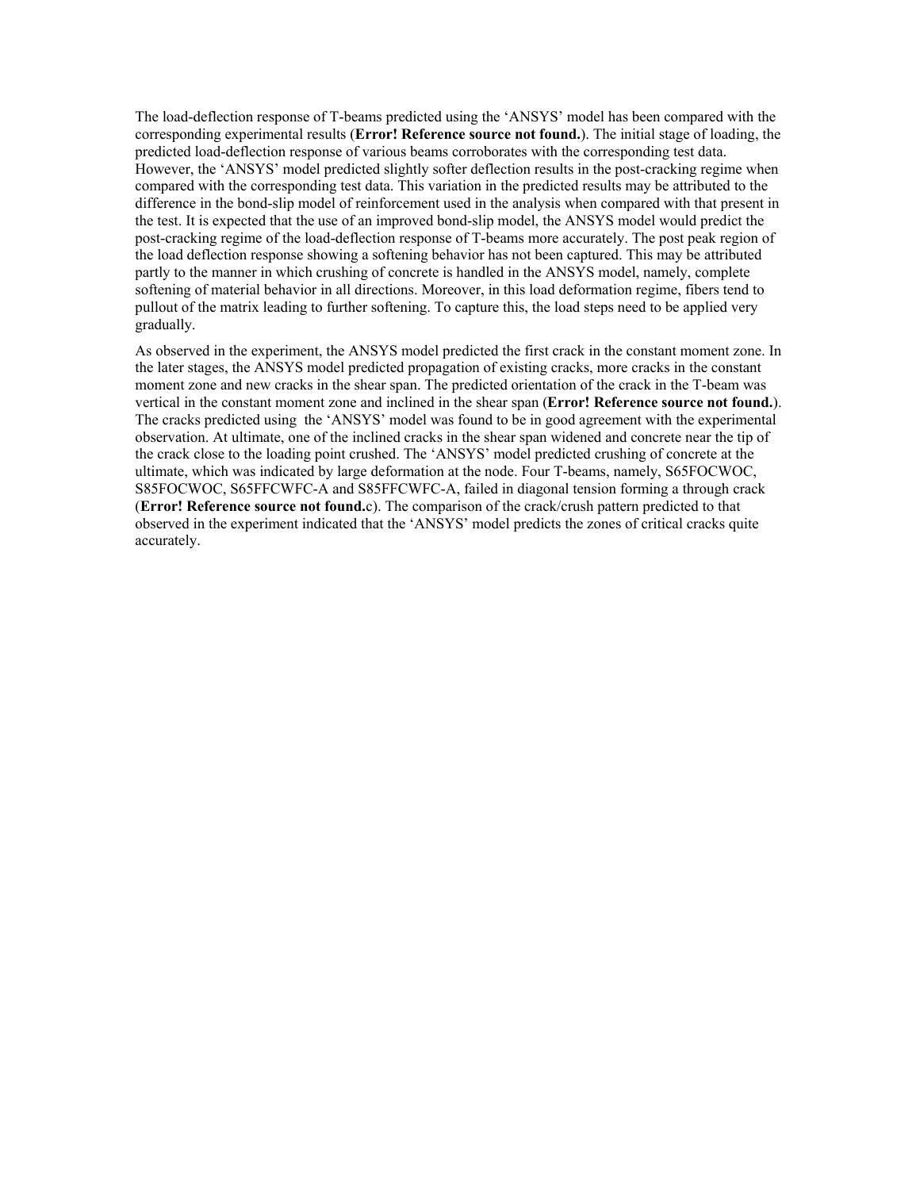The load-deflection response of T-beams predicted using the 'ANSYS' model has been compared with the corresponding experimental results (**Error! Reference source not found.**). The initial stage of loading, the predicted load-deflection response of various beams corroborates with the corresponding test data. However, the 'ANSYS' model predicted slightly softer deflection results in the post-cracking regime when compared with the corresponding test data. This variation in the predicted results may be attributed to the difference in the bond-slip model of reinforcement used in the analysis when compared with that present in the test. It is expected that the use of an improved bond-slip model, the ANSYS model would predict the post-cracking regime of the load-deflection response of T-beams more accurately. The post peak region of the load deflection response showing a softening behavior has not been captured. This may be attributed partly to the manner in which crushing of concrete is handled in the ANSYS model, namely, complete softening of material behavior in all directions. Moreover, in this load deformation regime, fibers tend to pullout of the matrix leading to further softening. To capture this, the load steps need to be applied very gradually.

As observed in the experiment, the ANSYS model predicted the first crack in the constant moment zone. In the later stages, the ANSYS model predicted propagation of existing cracks, more cracks in the constant moment zone and new cracks in the shear span. The predicted orientation of the crack in the T-beam was vertical in the constant moment zone and inclined in the shear span (**Error! Reference source not found.**). The cracks predicted using the 'ANSYS' model was found to be in good agreement with the experimental observation. At ultimate, one of the inclined cracks in the shear span widened and concrete near the tip of the crack close to the loading point crushed. The 'ANSYS' model predicted crushing of concrete at the ultimate, which was indicated by large deformation at the node. Four T-beams, namely, S65FOCWOC, S85FOCWOC, S65FFCWFC-A and S85FFCWFC-A, failed in diagonal tension forming a through crack (**Error! Reference source not found.**c). The comparison of the crack/crush pattern predicted to that observed in the experiment indicated that the 'ANSYS' model predicts the zones of critical cracks quite accurately.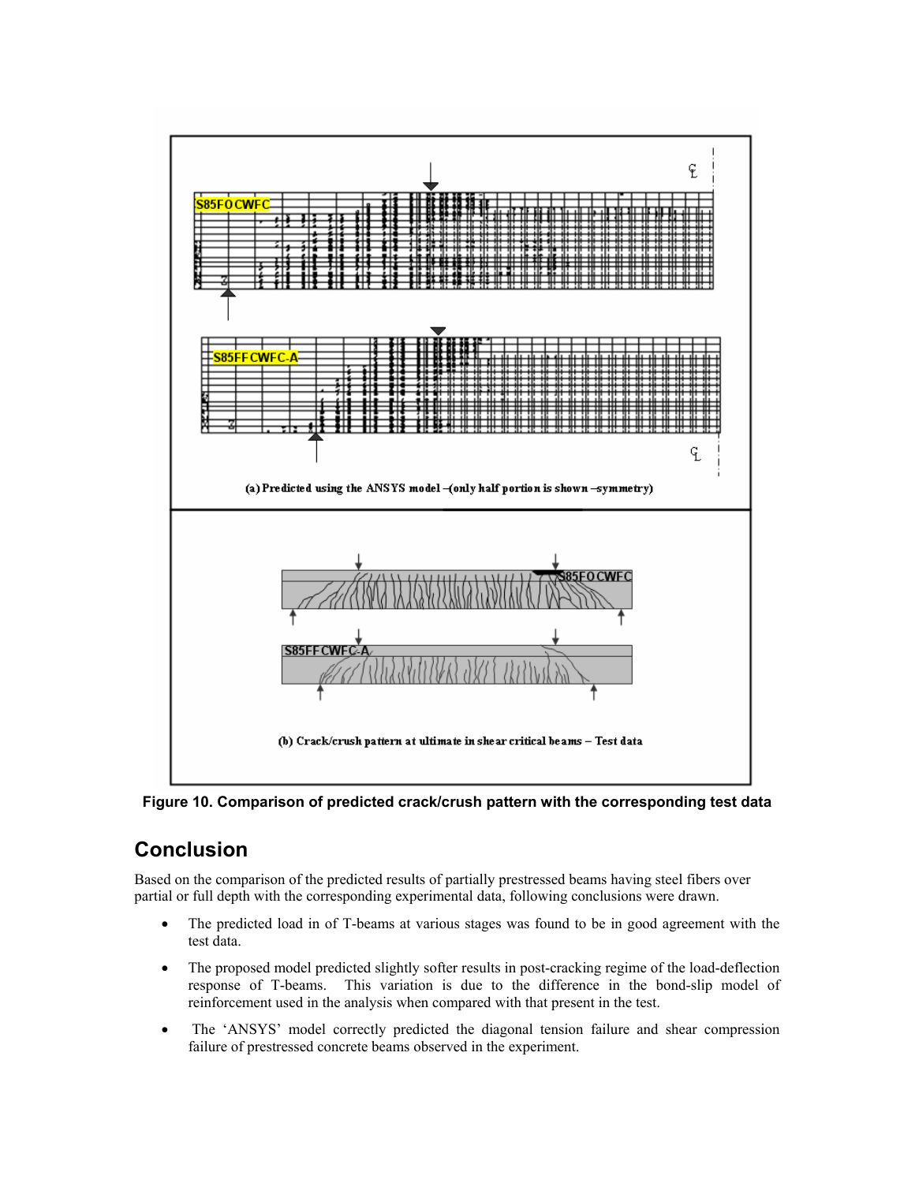S85FO CWFC

S85FF CWFC-A

(a) Predicted using the ANSYS model –(only half portion is shown –symmetry)

S85FO CWFC

S85FF CWFC-A

(b) Crack/crush pattern at ultimate in shear critical beams – Test data

**Figure 10. Comparison of predicted crack/crush pattern with the corresponding test data**

## Conclusion

Based on the comparison of the predicted results of partially prestressed beams having steel fibers over partial or full depth with the corresponding experimental data, following conclusions were drawn.

- The predicted load in of T-beams at various stages was found to be in good agreement with the test data.
- The proposed model predicted slightly softer results in post-cracking regime of the load-deflection response of T-beams. This variation is due to the difference in the bond-slip model of reinforcement used in the analysis when compared with that present in the test.
- The 'ANSYS' model correctly predicted the diagonal tension failure and shear compression failure of prestressed concrete beams observed in the experiment.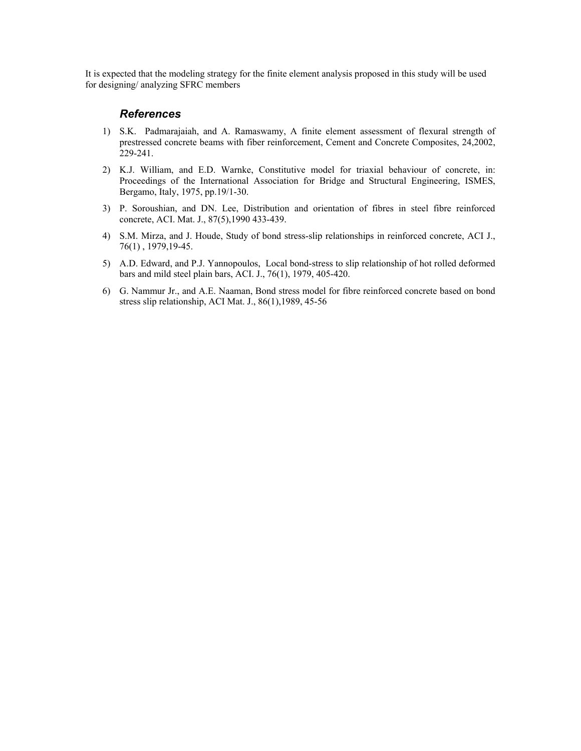It is expected that the modeling strategy for the finite element analysis proposed in this study will be used for designing/ analyzing SFRC members

## *References*

1) S.K. Padmarajaiah, and A. Ramaswamy, A finite element assessment of flexural strength of prestressed concrete beams with fiber reinforcement, Cement and Concrete Composites, 24,2002, 229-241.
2) K.J. William, and E.D. Warnke, Constitutive model for triaxial behaviour of concrete, in: Proceedings of the International Association for Bridge and Structural Engineering, ISMES, Bergamo, Italy, 1975, pp.19/1-30.
3) P. Soroushian, and DN. Lee, Distribution and orientation of fibres in steel fibre reinforced concrete, ACI. Mat. J., 87(5),1990 433-439.
4) S.M. Mirza, and J. Houde, Study of bond stress-slip relationships in reinforced concrete, ACI J., 76(1) , 1979,19-45.
5) A.D. Edward, and P.J. Yannopoulos, Local bond-stress to slip relationship of hot rolled deformed bars and mild steel plain bars, ACI. J., 76(1), 1979, 405-420.
6) G. Nammur Jr., and A.E. Naaman, Bond stress model for fibre reinforced concrete based on bond stress slip relationship, ACI Mat. J., 86(1),1989, 45-56